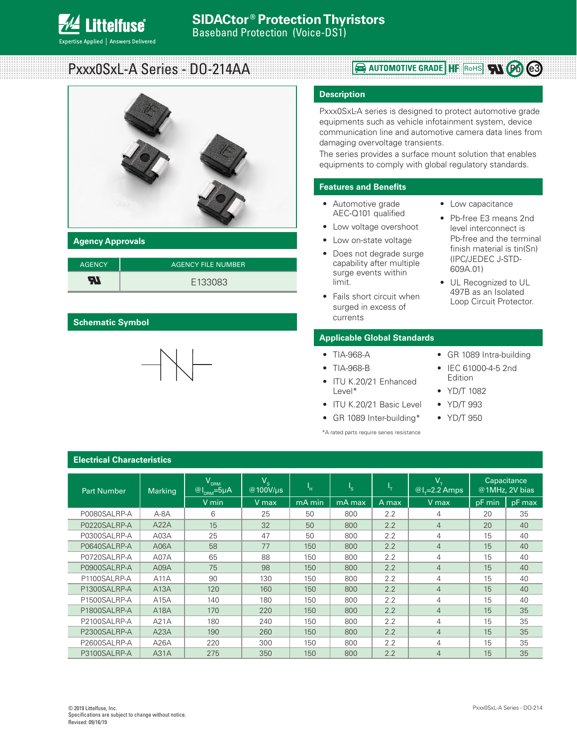# SIDACtor® Protection Thyristors

Baseband Protection (Voice-DS1)

## Pxxx0SxL-A Series - DO-214AA

AUTOMOTIVE GRADE HF RoHS Pb e3

## Description

Pxxx0SxL-A series is designed to protect automotive grade equipments such as vehicle infotainment system, device communication line and automotive camera data lines from damaging overvoltage transients.

The series provides a surface mount solution that enables equipments to comply with global regulatory standards.

## Features and Benefits

- Automotive grade AEC-Q101 qualified
- Low voltage overshoot
- Low on-state voltage
- Does not degrade surge capability after multiple surge events within limit.
- Fails short circuit when surged in excess of currents
- Low capacitance
- Pb-free E3 means 2nd level interconnect is Pb-free and the terminal finish material is tin(Sn) (IPC/JEDEC J-STD-609A.01)
- UL Recognized to UL 497B as an Isolated Loop Circuit Protector.

## Agency Approvals

| AGENCY | AGENCY FILE NUMBER |
|---|---|
| UL | E133083 |

## Schematic Symbol

## Applicable Global Standards

- TIA-968-A
- TIA-968-B
- ITU K.20/21 Enhanced Level*
- ITU K.20/21 Basic Level
- GR 1089 Inter-building*
- GR 1089 Intra-building
- IEC 61000-4-5 2nd Edition
- YD/T 1082
- YD/T 993
- YD/T 950

*A rated parts require series resistance

## Electrical Characteristics

| Part Number | Marking | $V_{DRM}$ @$I_{DRM}$=5μA | $V_S$ @100V/μs | $I_H$ | $I_S$ | $I_T$ | $V_T$ @$I_T$=2.2 Amps | Capacitance @1MHz, 2V bias | |
|---|---|---|---|---|---|---|---|---|---|
| | | V min | V max | mA min | mA max | A max | V max | pF min | pF max |
| P0080SALRP-A | A-8A | 6 | 25 | 50 | 800 | 2.2 | 4 | 20 | 35 |
| P0220SALRP-A | A22A | 15 | 32 | 50 | 800 | 2.2 | 4 | 20 | 40 |
| P0300SALRP-A | A03A | 25 | 47 | 50 | 800 | 2.2 | 4 | 15 | 40 |
| P0640SALRP-A | A06A | 58 | 77 | 150 | 800 | 2.2 | 4 | 15 | 40 |
| P0720SALRP-A | A07A | 65 | 88 | 150 | 800 | 2.2 | 4 | 15 | 40 |
| P0900SALRP-A | A09A | 75 | 98 | 150 | 800 | 2.2 | 4 | 15 | 40 |
| P1100SALRP-A | A11A | 90 | 130 | 150 | 800 | 2.2 | 4 | 15 | 40 |
| P1300SALRP-A | A13A | 120 | 160 | 150 | 800 | 2.2 | 4 | 15 | 40 |
| P1500SALRP-A | A15A | 140 | 180 | 150 | 800 | 2.2 | 4 | 15 | 40 |
| P1800SALRP-A | A18A | 170 | 220 | 150 | 800 | 2.2 | 4 | 15 | 35 |
| P2100SALRP-A | A21A | 180 | 240 | 150 | 800 | 2.2 | 4 | 15 | 35 |
| P2300SALRP-A | A23A | 190 | 260 | 150 | 800 | 2.2 | 4 | 15 | 35 |
| P2600SALRP-A | A26A | 220 | 300 | 150 | 800 | 2.2 | 4 | 15 | 35 |
| P3100SALRP-A | A31A | 275 | 350 | 150 | 800 | 2.2 | 4 | 15 | 35 |

© 2019 Littelfuse, Inc.
Specifications are subject to change without notice.
Revised: 09/16/19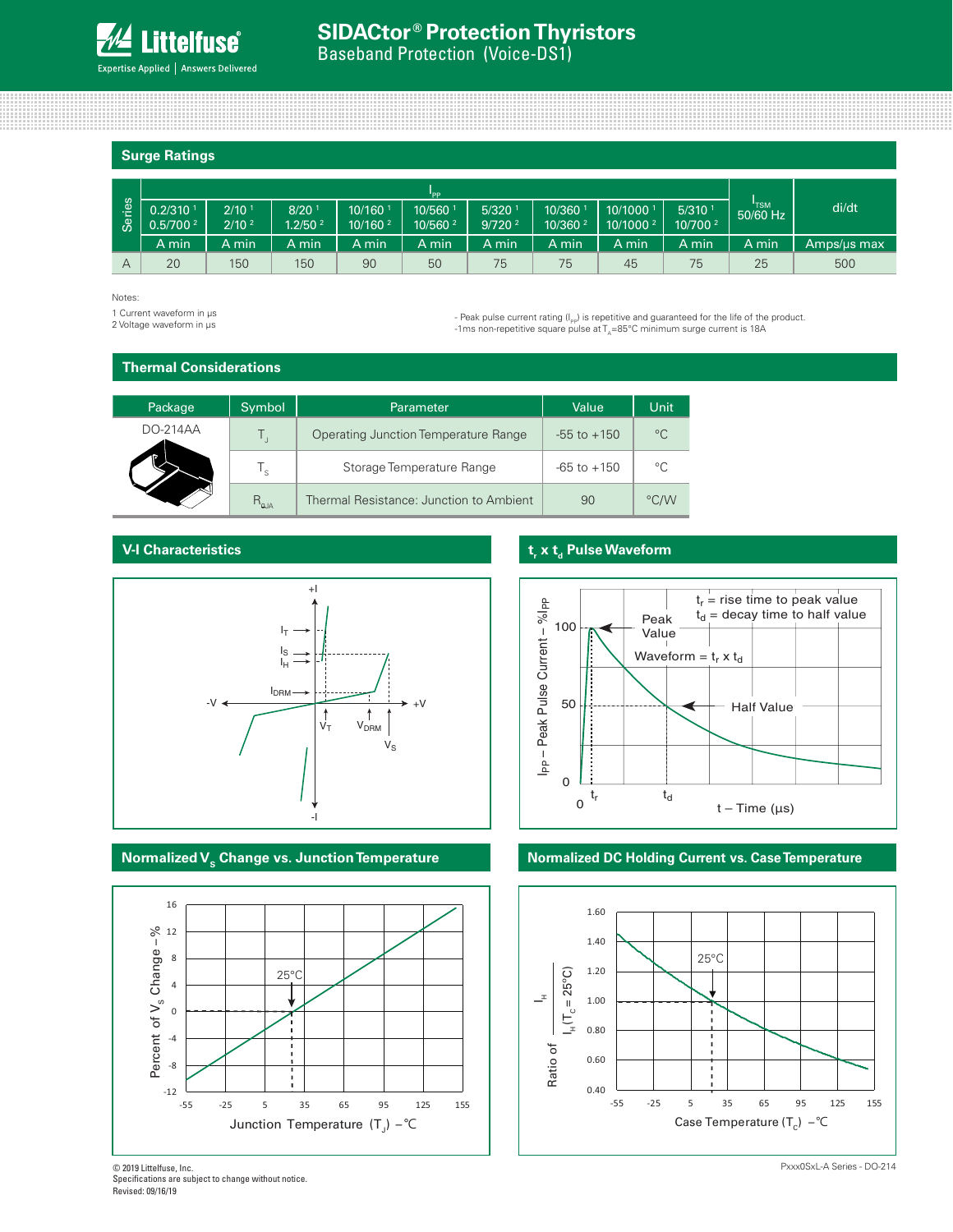## Surge Ratings

| Series | $I_{PP}$ 0.2/310 [1] 0.5/700 [2] | 2/10 [1] 2/10 [2] | 8/20 [1] 1.2/50 [2] | 10/160 [1] 10/160 [2] | 10/560 [1] 10/560 [2] | 5/320 [1] 9/720 [2] | 10/360 [1] 10/360 [2] | 10/1000 [1] 10/1000 [2] | 5/310 [1] 10/700 [2] | $I_{TSM}$ 50/60 Hz | di/dt |
|---|---|---|---|---|---|---|---|---|---|---|---|
| | A min | A min | A min | A min | A min | A min | A min | A min | A min | A min | Amps/µs max |
| A | 20 | 150 | 150 | 90 | 50 | 75 | 75 | 45 | 75 | 25 | 500 |

Notes:

1 Current waveform in µs
2 Voltage waveform in µs

- Peak pulse current rating ($I_{PP}$) is repetitive and guaranteed for the life of the product.
- 1ms non-repetitive square pulse at $T_A$=85°C minimum surge current is 18A

## Thermal Considerations

| Package | Symbol | Parameter | Value | Unit |
|---|---|---|---|---|
| DO-214AA | $T_J$ | Operating Junction Temperature Range | -55 to +150 | °C |
| | $T_S$ | Storage Temperature Range | -65 to +150 | °C |
| | $R_{\theta JA}$ | Thermal Resistance: Junction to Ambient | 90 | °C/W |

## V-I Characteristics

## $t_r$ x $t_d$ Pulse Waveform

$t_r$ = rise time to peak value
$t_d$ = decay time to half value

Waveform = $t_r$ x $t_d$

## Normalized $V_S$ Change vs. Junction Temperature

## Normalized DC Holding Current vs. Case Temperature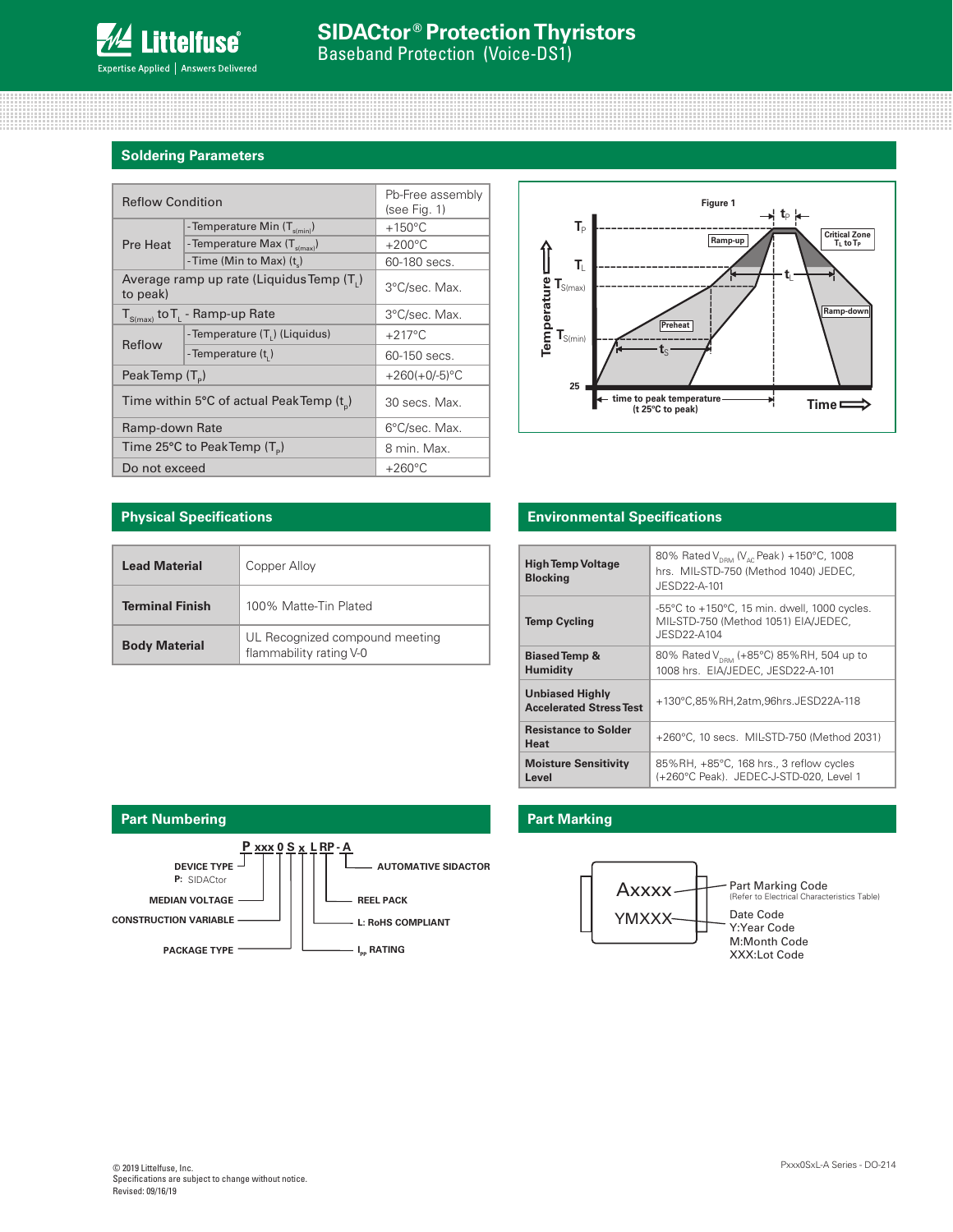## Soldering Parameters

| Reflow Condition | | Pb-Free assembly (see Fig. 1) |
|---|---|---|
| Pre Heat | -Temperature Min ($T_{s(min)}$) | +150°C |
| | -Temperature Max ($T_{s(max)}$) | +200°C |
| | -Time (Min to Max) ($t_s$) | 60-180 secs. |
| Average ramp up rate (Liquidus Temp ($T_L$) to peak) | | 3°C/sec. Max. |
| $T_{S(max)}$ to $T_L$ - Ramp-up Rate | | 3°C/sec. Max. |
| Reflow | -Temperature ($T_L$) (Liquidus) | +217°C |
| | -Temperature ($t_L$) | 60-150 secs. |
| Peak Temp ($T_P$) | | +260(+0/-5)°C |
| Time within 5°C of actual Peak Temp ($t_p$) | | 30 secs. Max. |
| Ramp-down Rate | | 6°C/sec. Max. |
| Time 25°C to Peak Temp ($T_P$) | | 8 min. Max. |
| Do not exceed | | +260°C |

Figure 1

## Physical Specifications

| | |
|---|---|
| **Lead Material** | Copper Alloy |
| **Terminal Finish** | 100% Matte-Tin Plated |
| **Body Material** | UL Recognized compound meeting flammability rating V-0 |

## Environmental Specifications

| | |
|---|---|
| **High Temp Voltage Blocking** | 80% Rated $V_{DRM}$ ($V_{AC}$ Peak) +150°C, 1008 hrs. MIL-STD-750 (Method 1040) JEDEC, JESD22-A-101 |
| **Temp Cycling** | -55°C to +150°C, 15 min. dwell, 1000 cycles. MIL-STD-750 (Method 1051) EIA/JEDEC, JESD22-A104 |
| **Biased Temp & Humidity** | 80% Rated $V_{DRM}$ (+85°C) 85%RH, 504 up to 1008 hrs. EIA/JEDEC, JESD22-A-101 |
| **Unbiased Highly Accelerated Stress Test** | +130°C,85%RH,2atm,96hrs.JESD22A-118 |
| **Resistance to Solder Heat** | +260°C, 10 secs. MIL-STD-750 (Method 2031) |
| **Moisture Sensitivity Level** | 85%RH, +85°C, 168 hrs., 3 reflow cycles (+260°C Peak). JEDEC-J-STD-020, Level 1 |

## Part Numbering

**P xxx 0 S x L RP - A**

- **DEVICE TYPE** — P: SIDACtor
- **MEDIAN VOLTAGE**
- **CONSTRUCTION VARIABLE**
- **PACKAGE TYPE**
- **$I_{PP}$ RATING**
- **L: RoHS COMPLIANT**
- **REEL PACK**
- **AUTOMATIVE SIDACTOR**

## Part Marking

Axxxx — Part Marking Code (Refer to Electrical Characteristics Table)

YMXXX — Date Code
- Y:Year Code
- M:Month Code
- XXX:Lot Code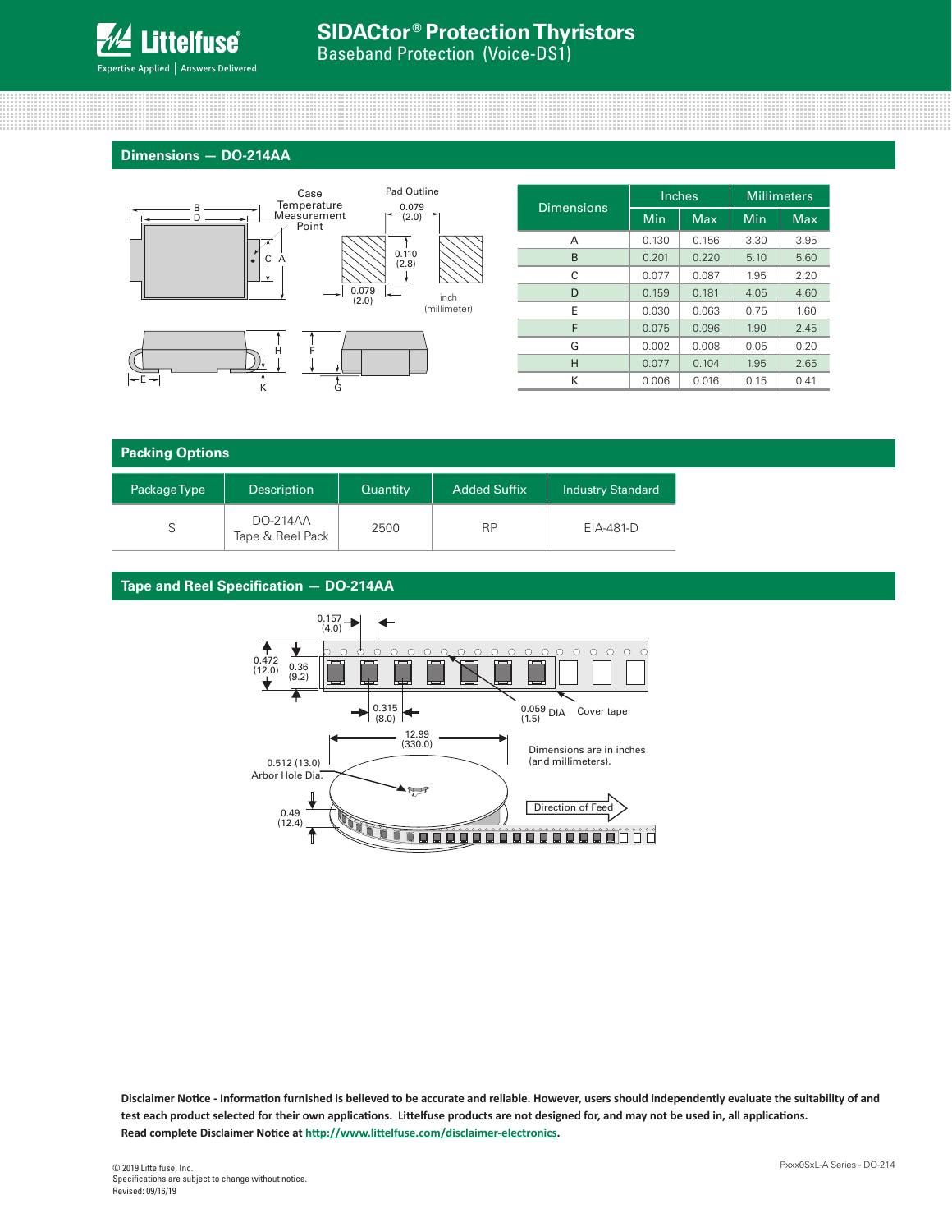## Dimensions — DO-214AA

Case Temperature Measurement Point

Pad Outline

0.079 (2.0)

0.110 (2.8)

0.079 (2.0)

inch (millimeter)

B D C A H F E K G

| Dimensions | Inches | | Millimeters | |
|---|---|---|---|---|
| | Min | Max | Min | Max |
| A | 0.130 | 0.156 | 3.30 | 3.95 |
| B | 0.201 | 0.220 | 5.10 | 5.60 |
| C | 0.077 | 0.087 | 1.95 | 2.20 |
| D | 0.159 | 0.181 | 4.05 | 4.60 |
| E | 0.030 | 0.063 | 0.75 | 1.60 |
| F | 0.075 | 0.096 | 1.90 | 2.45 |
| G | 0.002 | 0.008 | 0.05 | 0.20 |
| H | 0.077 | 0.104 | 1.95 | 2.65 |
| K | 0.006 | 0.016 | 0.15 | 0.41 |

## Packing Options

| Package Type | Description | Quantity | Added Suffix | Industry Standard |
|---|---|---|---|---|
| S | DO-214AA Tape & Reel Pack | 2500 | RP | EIA-481-D |

## Tape and Reel Specification — DO-214AA

0.157 (4.0)

0.472 (12.0)

0.36 (9.2)

0.315 (8.0)

0.059 (1.5) DIA

Cover tape

12.99 (330.0)

0.512 (13.0) Arbor Hole Dia.

Dimensions are in inches (and millimeters).

0.49 (12.4)

Direction of Feed

**Disclaimer Notice - Information furnished is believed to be accurate and reliable. However, users should independently evaluate the suitability of and test each product selected for their own applications. Littelfuse products are not designed for, and may not be used in, all applications. Read complete Disclaimer Notice at http://www.littelfuse.com/disclaimer-electronics.**